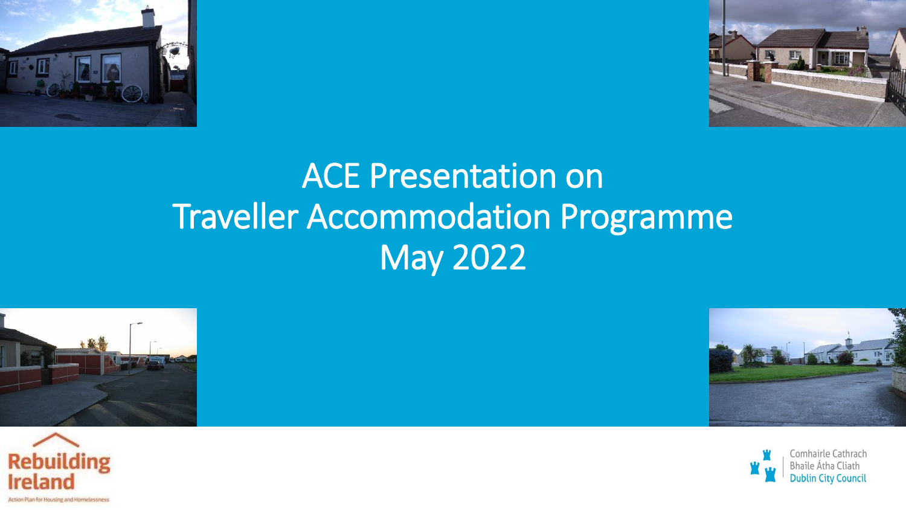# ACE Presentation on Traveller Accommodation Programme May 2022

Rebuilding Ireland

Action Plan for Housing and Homelessness

Comhairle Cathrach Bhaile Átha Cliath

Dublin City Council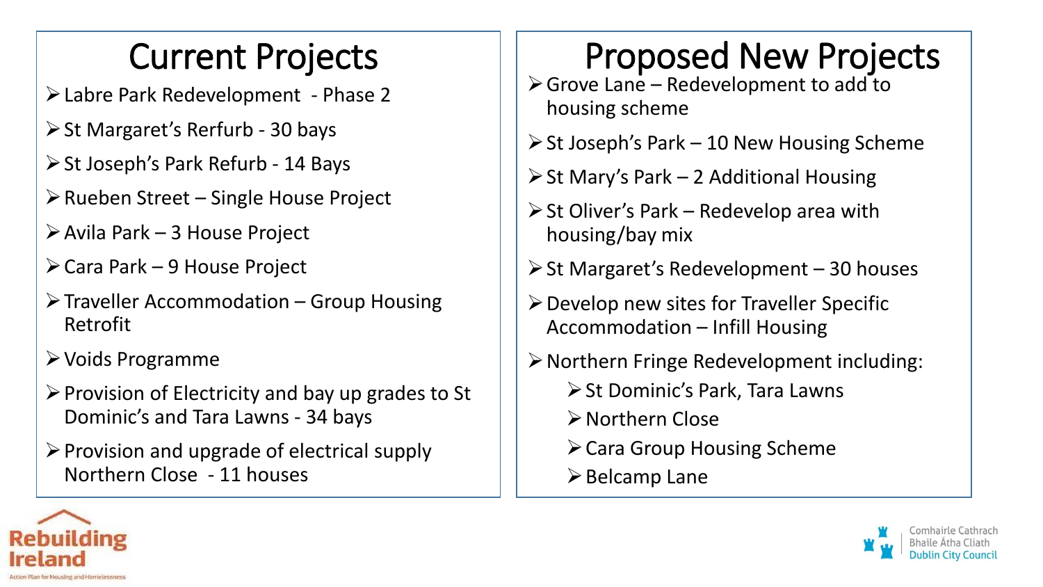## Current Projects

- Labre Park Redevelopment - Phase 2
- St Margaret's Rerfurb - 30 bays
- St Joseph's Park Refurb - 14 Bays
- Rueben Street – Single House Project
- Avila Park – 3 House Project
- Cara Park – 9 House Project
- Traveller Accommodation – Group Housing Retrofit
- Voids Programme
- Provision of Electricity and bay up grades to St Dominic's and Tara Lawns - 34 bays
- Provision and upgrade of electrical supply Northern Close - 11 houses

## Proposed New Projects

- Grove Lane – Redevelopment to add to housing scheme
- St Joseph's Park – 10 New Housing Scheme
- St Mary's Park – 2 Additional Housing
- St Oliver's Park – Redevelop area with housing/bay mix
- St Margaret's Redevelopment – 30 houses
- Develop new sites for Traveller Specific Accommodation – Infill Housing
- Northern Fringe Redevelopment including:
  - St Dominic's Park, Tara Lawns
  - Northern Close
  - Cara Group Housing Scheme
  - Belcamp Lane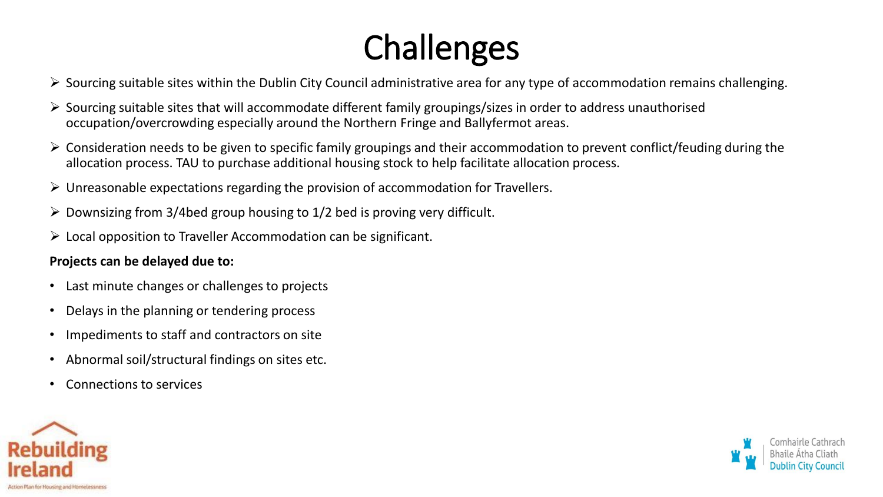# Challenges

- Sourcing suitable sites within the Dublin City Council administrative area for any type of accommodation remains challenging.
- Sourcing suitable sites that will accommodate different family groupings/sizes in order to address unauthorised occupation/overcrowding especially around the Northern Fringe and Ballyfermot areas.
- Consideration needs to be given to specific family groupings and their accommodation to prevent conflict/feuding during the allocation process. TAU to purchase additional housing stock to help facilitate allocation process.
- Unreasonable expectations regarding the provision of accommodation for Travellers.
- Downsizing from 3/4bed group housing to 1/2 bed is proving very difficult.
- Local opposition to Traveller Accommodation can be significant.

**Projects can be delayed due to:**

- Last minute changes or challenges to projects
- Delays in the planning or tendering process
- Impediments to staff and contractors on site
- Abnormal soil/structural findings on sites etc.
- Connections to services

Rebuilding Ireland
Action Plan for Housing and Homelessness

Comhairle Cathrach Bhaile Átha Cliath
Dublin City Council